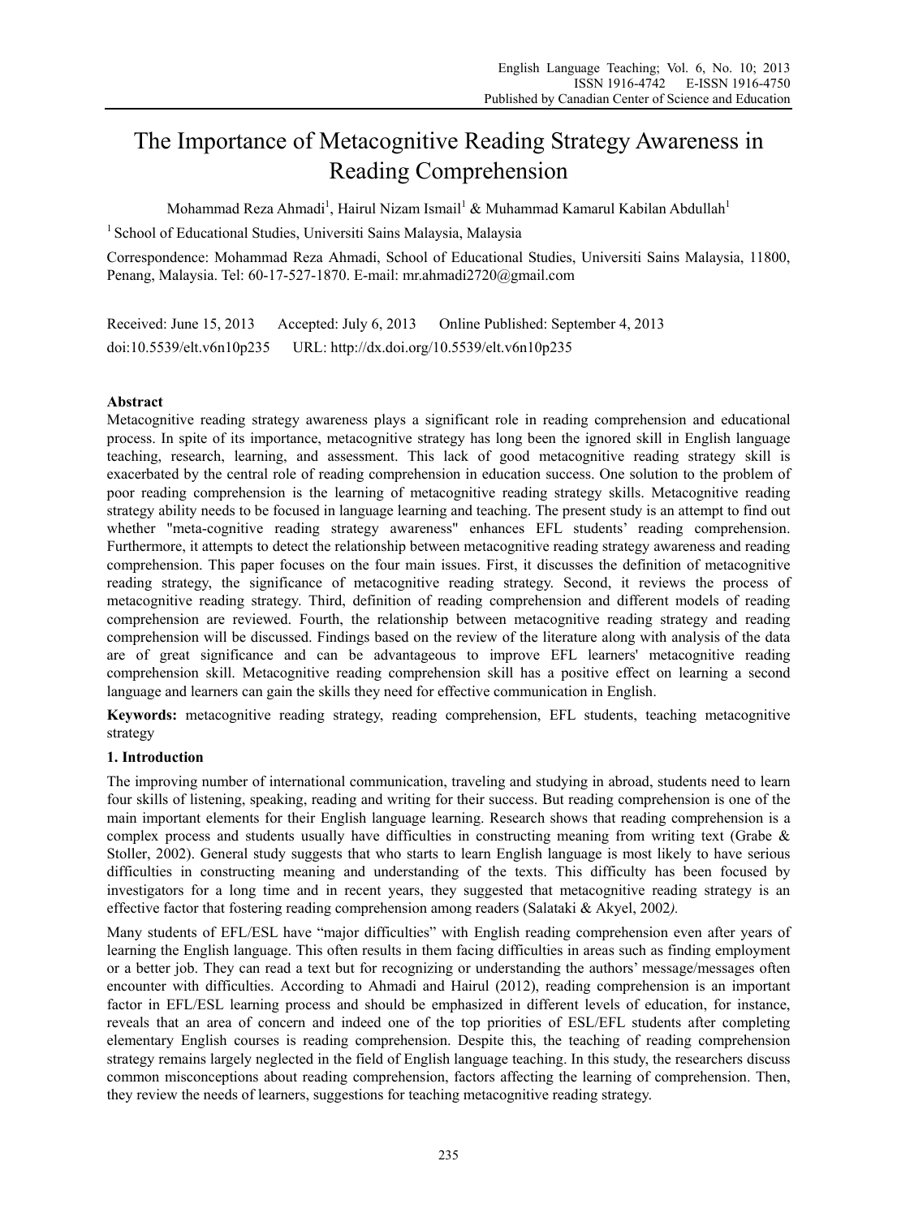# The Importance of Metacognitive Reading Strategy Awareness in Reading Comprehension

Mohammad Reza Ahmadi[1], Hairul Nizam Ismail[1] & Muhammad Kamarul Kabilan Abdullah[1]

[1] School of Educational Studies, Universiti Sains Malaysia, Malaysia

Correspondence: Mohammad Reza Ahmadi, School of Educational Studies, Universiti Sains Malaysia, 11800, Penang, Malaysia. Tel: 60-17-527-1870. E-mail: mr.ahmadi2720@gmail.com

Received: June 15, 2013 Accepted: July 6, 2013 Online Published: September 4, 2013

doi:10.5539/elt.v6n10p235 URL: http://dx.doi.org/10.5539/elt.v6n10p235

**Abstract**

Metacognitive reading strategy awareness plays a significant role in reading comprehension and educational process. In spite of its importance, metacognitive strategy has long been the ignored skill in English language teaching, research, learning, and assessment. This lack of good metacognitive reading strategy skill is exacerbated by the central role of reading comprehension in education success. One solution to the problem of poor reading comprehension is the learning of metacognitive reading strategy skills. Metacognitive reading strategy ability needs to be focused in language learning and teaching. The present study is an attempt to find out whether "meta-cognitive reading strategy awareness" enhances EFL students' reading comprehension. Furthermore, it attempts to detect the relationship between metacognitive reading strategy awareness and reading comprehension. This paper focuses on the four main issues. First, it discusses the definition of metacognitive reading strategy, the significance of metacognitive reading strategy. Second, it reviews the process of metacognitive reading strategy. Third, definition of reading comprehension and different models of reading comprehension are reviewed. Fourth, the relationship between metacognitive reading strategy and reading comprehension will be discussed. Findings based on the review of the literature along with analysis of the data are of great significance and can be advantageous to improve EFL learners' metacognitive reading comprehension skill. Metacognitive reading comprehension skill has a positive effect on learning a second language and learners can gain the skills they need for effective communication in English.

**Keywords:** metacognitive reading strategy, reading comprehension, EFL students, teaching metacognitive strategy

## 1. Introduction

The improving number of international communication, traveling and studying in abroad, students need to learn four skills of listening, speaking, reading and writing for their success. But reading comprehension is one of the main important elements for their English language learning. Research shows that reading comprehension is a complex process and students usually have difficulties in constructing meaning from writing text (Grabe & Stoller, 2002). General study suggests that who starts to learn English language is most likely to have serious difficulties in constructing meaning and understanding of the texts. This difficulty has been focused by investigators for a long time and in recent years, they suggested that metacognitive reading strategy is an effective factor that fostering reading comprehension among readers (Salataki & Akyel, 2002*).*

Many students of EFL/ESL have "major difficulties" with English reading comprehension even after years of learning the English language. This often results in them facing difficulties in areas such as finding employment or a better job. They can read a text but for recognizing or understanding the authors' message/messages often encounter with difficulties. According to Ahmadi and Hairul (2012), reading comprehension is an important factor in EFL/ESL learning process and should be emphasized in different levels of education, for instance, reveals that an area of concern and indeed one of the top priorities of ESL/EFL students after completing elementary English courses is reading comprehension. Despite this, the teaching of reading comprehension strategy remains largely neglected in the field of English language teaching. In this study, the researchers discuss common misconceptions about reading comprehension, factors affecting the learning of comprehension. Then, they review the needs of learners, suggestions for teaching metacognitive reading strategy.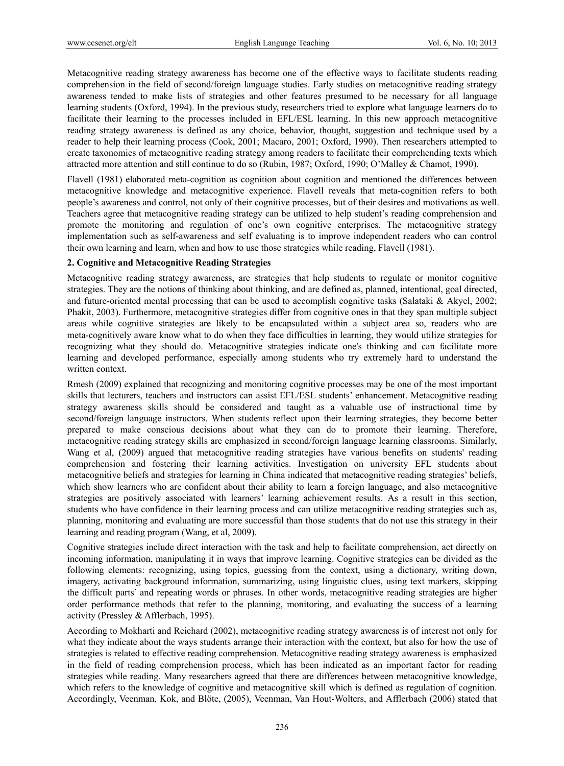Metacognitive reading strategy awareness has become one of the effective ways to facilitate students reading comprehension in the field of second/foreign language studies. Early studies on metacognitive reading strategy awareness tended to make lists of strategies and other features presumed to be necessary for all language learning students (Oxford, 1994). In the previous study, researchers tried to explore what language learners do to facilitate their learning to the processes included in EFL/ESL learning. In this new approach metacognitive reading strategy awareness is defined as any choice, behavior, thought, suggestion and technique used by a reader to help their learning process (Cook, 2001; Macaro, 2001; Oxford, 1990). Then researchers attempted to create taxonomies of metacognitive reading strategy among readers to facilitate their comprehending texts which attracted more attention and still continue to do so (Rubin, 1987; Oxford, 1990; O'Malley & Chamot, 1990).

Flavell (1981) elaborated meta-cognition as cognition about cognition and mentioned the differences between metacognitive knowledge and metacognitive experience. Flavell reveals that meta-cognition refers to both people's awareness and control, not only of their cognitive processes, but of their desires and motivations as well. Teachers agree that metacognitive reading strategy can be utilized to help student's reading comprehension and promote the monitoring and regulation of one's own cognitive enterprises. The metacognitive strategy implementation such as self-awareness and self evaluating is to improve independent readers who can control their own learning and learn, when and how to use those strategies while reading, Flavell (1981).

## 2. Cognitive and Metacognitive Reading Strategies

Metacognitive reading strategy awareness, are strategies that help students to regulate or monitor cognitive strategies. They are the notions of thinking about thinking, and are defined as, planned, intentional, goal directed, and future-oriented mental processing that can be used to accomplish cognitive tasks (Salataki & Akyel, 2002; Phakit, 2003). Furthermore, metacognitive strategies differ from cognitive ones in that they span multiple subject areas while cognitive strategies are likely to be encapsulated within a subject area so, readers who are meta-cognitively aware know what to do when they face difficulties in learning, they would utilize strategies for recognizing what they should do. Metacognitive strategies indicate one's thinking and can facilitate more learning and developed performance, especially among students who try extremely hard to understand the written context.

Rmesh (2009) explained that recognizing and monitoring cognitive processes may be one of the most important skills that lecturers, teachers and instructors can assist EFL/ESL students' enhancement. Metacognitive reading strategy awareness skills should be considered and taught as a valuable use of instructional time by second/foreign language instructors. When students reflect upon their learning strategies, they become better prepared to make conscious decisions about what they can do to promote their learning. Therefore, metacognitive reading strategy skills are emphasized in second/foreign language learning classrooms. Similarly, Wang et al, (2009) argued that metacognitive reading strategies have various benefits on students' reading comprehension and fostering their learning activities. Investigation on university EFL students about metacognitive beliefs and strategies for learning in China indicated that metacognitive reading strategies' beliefs, which show learners who are confident about their ability to learn a foreign language, and also metacognitive strategies are positively associated with learners' learning achievement results. As a result in this section, students who have confidence in their learning process and can utilize metacognitive reading strategies such as, planning, monitoring and evaluating are more successful than those students that do not use this strategy in their learning and reading program (Wang, et al, 2009).

Cognitive strategies include direct interaction with the task and help to facilitate comprehension, act directly on incoming information, manipulating it in ways that improve learning. Cognitive strategies can be divided as the following elements: recognizing, using topics, guessing from the context, using a dictionary, writing down, imagery, activating background information, summarizing, using linguistic clues, using text markers, skipping the difficult parts' and repeating words or phrases. In other words, metacognitive reading strategies are higher order performance methods that refer to the planning, monitoring, and evaluating the success of a learning activity (Pressley & Afflerbach, 1995).

According to Mokharti and Reichard (2002), metacognitive reading strategy awareness is of interest not only for what they indicate about the ways students arrange their interaction with the context, but also for how the use of strategies is related to effective reading comprehension. Metacognitive reading strategy awareness is emphasized in the field of reading comprehension process, which has been indicated as an important factor for reading strategies while reading. Many researchers agreed that there are differences between metacognitive knowledge, which refers to the knowledge of cognitive and metacognitive skill which is defined as regulation of cognition. Accordingly, Veenman, Kok, and Blöte, (2005), Veenman, Van Hout-Wolters, and Afflerbach (2006) stated that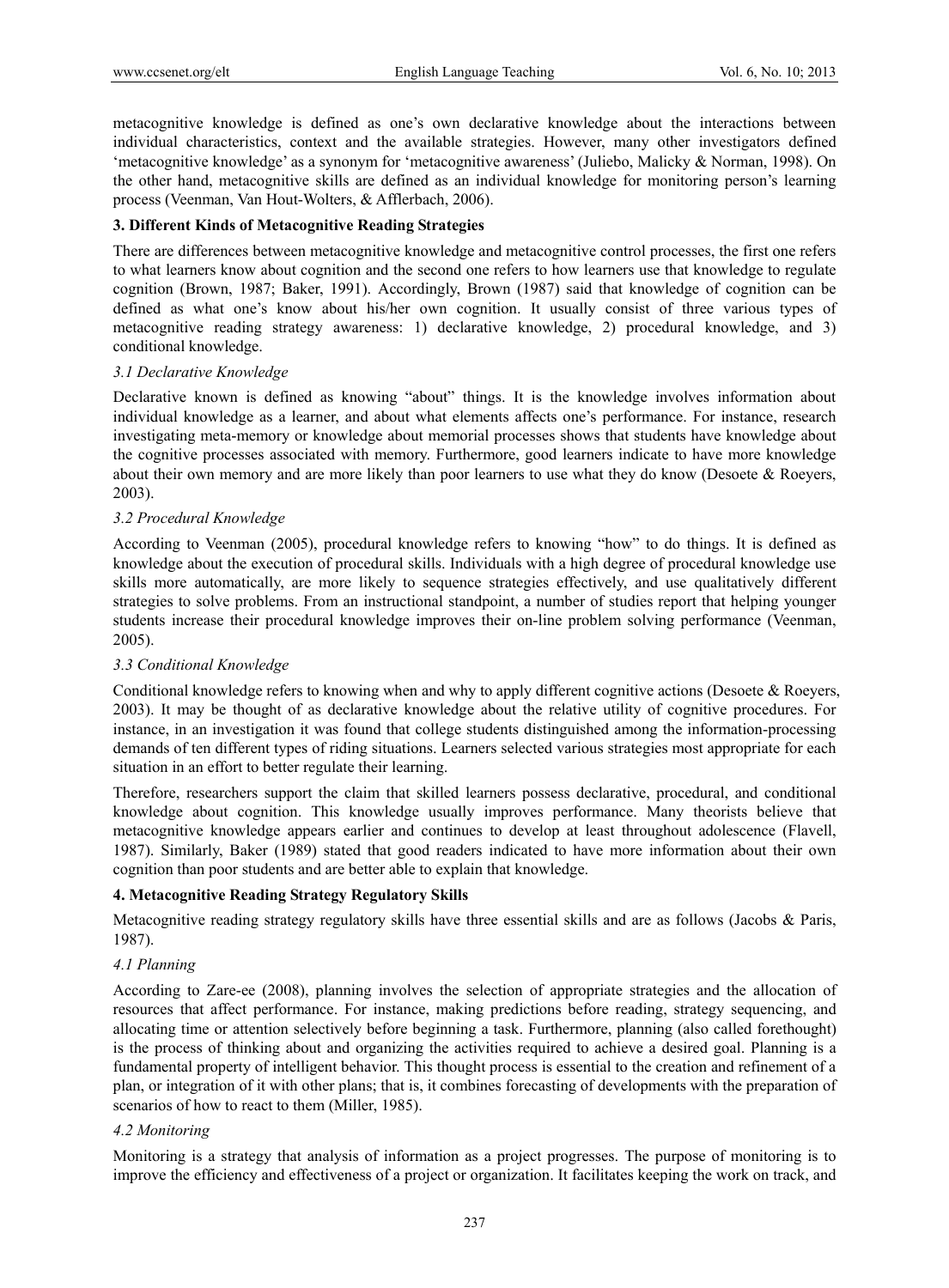metacognitive knowledge is defined as one's own declarative knowledge about the interactions between individual characteristics, context and the available strategies. However, many other investigators defined 'metacognitive knowledge' as a synonym for 'metacognitive awareness' (Juliebo, Malicky & Norman, 1998). On the other hand, metacognitive skills are defined as an individual knowledge for monitoring person's learning process (Veenman, Van Hout-Wolters, & Afflerbach, 2006).

## 3. Different Kinds of Metacognitive Reading Strategies

There are differences between metacognitive knowledge and metacognitive control processes, the first one refers to what learners know about cognition and the second one refers to how learners use that knowledge to regulate cognition (Brown, 1987; Baker, 1991). Accordingly, Brown (1987) said that knowledge of cognition can be defined as what one's know about his/her own cognition. It usually consist of three various types of metacognitive reading strategy awareness: 1) declarative knowledge, 2) procedural knowledge, and 3) conditional knowledge.

### *3.1 Declarative Knowledge*

Declarative known is defined as knowing "about" things. It is the knowledge involves information about individual knowledge as a learner, and about what elements affects one's performance. For instance, research investigating meta-memory or knowledge about memorial processes shows that students have knowledge about the cognitive processes associated with memory. Furthermore, good learners indicate to have more knowledge about their own memory and are more likely than poor learners to use what they do know (Desoete & Roeyers, 2003).

### *3.2 Procedural Knowledge*

According to Veenman (2005), procedural knowledge refers to knowing "how" to do things. It is defined as knowledge about the execution of procedural skills. Individuals with a high degree of procedural knowledge use skills more automatically, are more likely to sequence strategies effectively, and use qualitatively different strategies to solve problems. From an instructional standpoint, a number of studies report that helping younger students increase their procedural knowledge improves their on-line problem solving performance (Veenman, 2005).

### *3.3 Conditional Knowledge*

Conditional knowledge refers to knowing when and why to apply different cognitive actions (Desoete & Roeyers, 2003). It may be thought of as declarative knowledge about the relative utility of cognitive procedures. For instance, in an investigation it was found that college students distinguished among the information-processing demands of ten different types of riding situations. Learners selected various strategies most appropriate for each situation in an effort to better regulate their learning.

Therefore, researchers support the claim that skilled learners possess declarative, procedural, and conditional knowledge about cognition. This knowledge usually improves performance. Many theorists believe that metacognitive knowledge appears earlier and continues to develop at least throughout adolescence (Flavell, 1987). Similarly, Baker (1989) stated that good readers indicated to have more information about their own cognition than poor students and are better able to explain that knowledge.

## 4. Metacognitive Reading Strategy Regulatory Skills

Metacognitive reading strategy regulatory skills have three essential skills and are as follows (Jacobs & Paris, 1987).

### *4.1 Planning*

According to Zare-ee (2008), planning involves the selection of appropriate strategies and the allocation of resources that affect performance. For instance, making predictions before reading, strategy sequencing, and allocating time or attention selectively before beginning a task. Furthermore, planning (also called forethought) is the process of thinking about and organizing the activities required to achieve a desired goal. Planning is a fundamental property of intelligent behavior. This thought process is essential to the creation and refinement of a plan, or integration of it with other plans; that is, it combines forecasting of developments with the preparation of scenarios of how to react to them (Miller, 1985).

### *4.2 Monitoring*

Monitoring is a strategy that analysis of information as a project progresses. The purpose of monitoring is to improve the efficiency and effectiveness of a project or organization. It facilitates keeping the work on track, and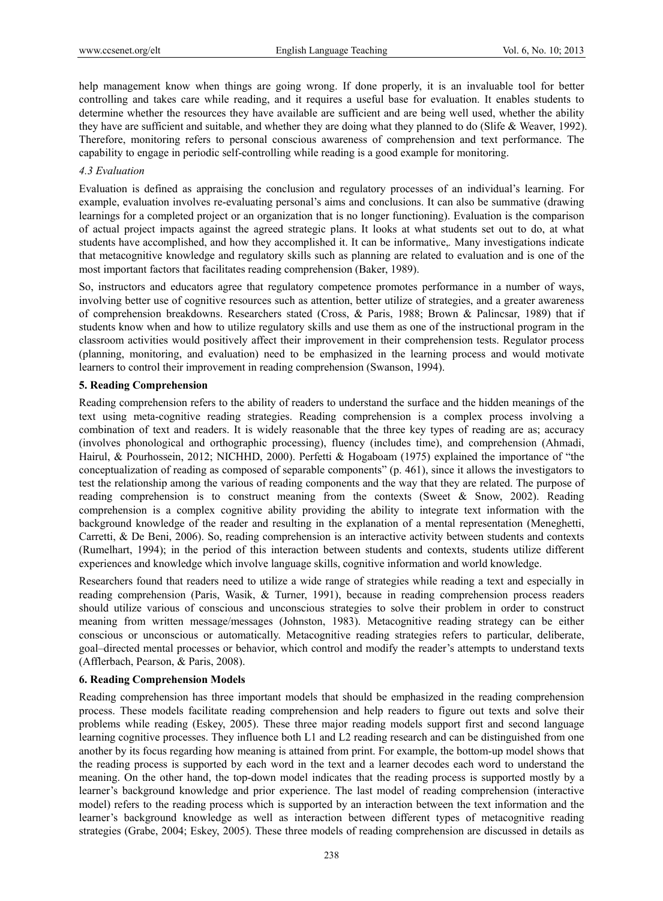help management know when things are going wrong. If done properly, it is an invaluable tool for better controlling and takes care while reading, and it requires a useful base for evaluation. It enables students to determine whether the resources they have available are sufficient and are being well used, whether the ability they have are sufficient and suitable, and whether they are doing what they planned to do (Slife & Weaver, 1992). Therefore, monitoring refers to personal conscious awareness of comprehension and text performance. The capability to engage in periodic self-controlling while reading is a good example for monitoring.

### *4.3 Evaluation*

Evaluation is defined as appraising the conclusion and regulatory processes of an individual's learning. For example, evaluation involves re-evaluating personal's aims and conclusions. It can also be summative (drawing learnings for a completed project or an organization that is no longer functioning). Evaluation is the comparison of actual project impacts against the agreed strategic plans. It looks at what students set out to do, at what students have accomplished, and how they accomplished it. It can be informative,. Many investigations indicate that metacognitive knowledge and regulatory skills such as planning are related to evaluation and is one of the most important factors that facilitates reading comprehension (Baker, 1989).

So, instructors and educators agree that regulatory competence promotes performance in a number of ways, involving better use of cognitive resources such as attention, better utilize of strategies, and a greater awareness of comprehension breakdowns. Researchers stated (Cross, & Paris, 1988; Brown & Palincsar, 1989) that if students know when and how to utilize regulatory skills and use them as one of the instructional program in the classroom activities would positively affect their improvement in their comprehension tests. Regulator process (planning, monitoring, and evaluation) need to be emphasized in the learning process and would motivate learners to control their improvement in reading comprehension (Swanson, 1994).

## **5. Reading Comprehension**

Reading comprehension refers to the ability of readers to understand the surface and the hidden meanings of the text using meta-cognitive reading strategies. Reading comprehension is a complex process involving a combination of text and readers. It is widely reasonable that the three key types of reading are as; accuracy (involves phonological and orthographic processing), fluency (includes time), and comprehension (Ahmadi, Hairul, & Pourhossein, 2012; NICHHD, 2000). Perfetti & Hogaboam (1975) explained the importance of "the conceptualization of reading as composed of separable components" (p. 461), since it allows the investigators to test the relationship among the various of reading components and the way that they are related. The purpose of reading comprehension is to construct meaning from the contexts (Sweet & Snow, 2002). Reading comprehension is a complex cognitive ability providing the ability to integrate text information with the background knowledge of the reader and resulting in the explanation of a mental representation (Meneghetti, Carretti, & De Beni, 2006). So, reading comprehension is an interactive activity between students and contexts (Rumelhart, 1994); in the period of this interaction between students and contexts, students utilize different experiences and knowledge which involve language skills, cognitive information and world knowledge.

Researchers found that readers need to utilize a wide range of strategies while reading a text and especially in reading comprehension (Paris, Wasik, & Turner, 1991), because in reading comprehension process readers should utilize various of conscious and unconscious strategies to solve their problem in order to construct meaning from written message/messages (Johnston, 1983). Metacognitive reading strategy can be either conscious or unconscious or automatically. Metacognitive reading strategies refers to particular, deliberate, goal–directed mental processes or behavior, which control and modify the reader's attempts to understand texts (Afflerbach, Pearson, & Paris, 2008).

## **6. Reading Comprehension Models**

Reading comprehension has three important models that should be emphasized in the reading comprehension process. These models facilitate reading comprehension and help readers to figure out texts and solve their problems while reading (Eskey, 2005). These three major reading models support first and second language learning cognitive processes. They influence both L1 and L2 reading research and can be distinguished from one another by its focus regarding how meaning is attained from print. For example, the bottom-up model shows that the reading process is supported by each word in the text and a learner decodes each word to understand the meaning. On the other hand, the top-down model indicates that the reading process is supported mostly by a learner's background knowledge and prior experience. The last model of reading comprehension (interactive model) refers to the reading process which is supported by an interaction between the text information and the learner's background knowledge as well as interaction between different types of metacognitive reading strategies (Grabe, 2004; Eskey, 2005). These three models of reading comprehension are discussed in details as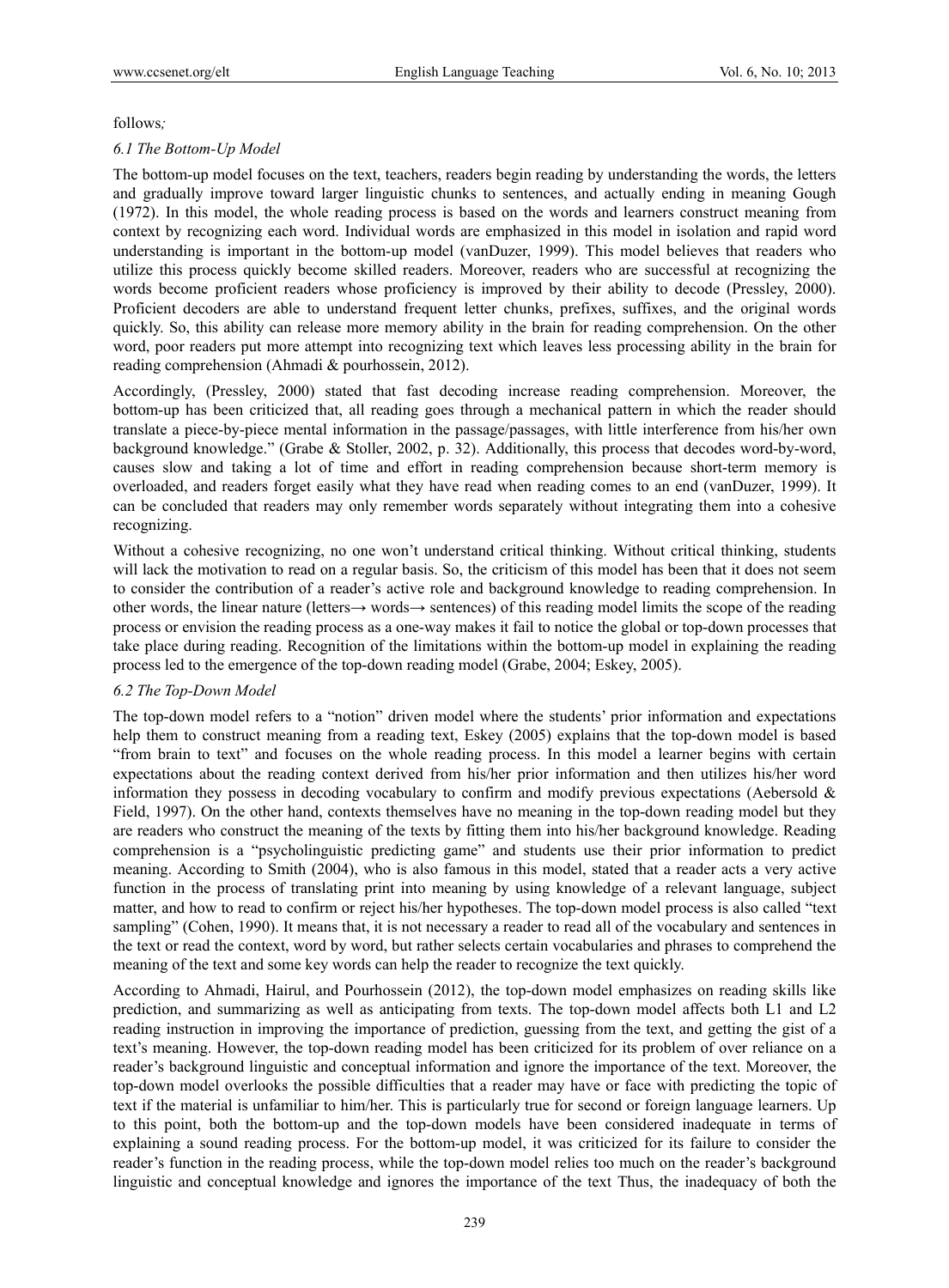follows*;*

### *6.1 The Bottom-Up Model*

The bottom-up model focuses on the text, teachers, readers begin reading by understanding the words, the letters and gradually improve toward larger linguistic chunks to sentences, and actually ending in meaning Gough (1972). In this model, the whole reading process is based on the words and learners construct meaning from context by recognizing each word. Individual words are emphasized in this model in isolation and rapid word understanding is important in the bottom-up model (vanDuzer, 1999). This model believes that readers who utilize this process quickly become skilled readers. Moreover, readers who are successful at recognizing the words become proficient readers whose proficiency is improved by their ability to decode (Pressley, 2000). Proficient decoders are able to understand frequent letter chunks, prefixes, suffixes, and the original words quickly. So, this ability can release more memory ability in the brain for reading comprehension. On the other word, poor readers put more attempt into recognizing text which leaves less processing ability in the brain for reading comprehension (Ahmadi & pourhossein, 2012).

Accordingly, (Pressley, 2000) stated that fast decoding increase reading comprehension. Moreover, the bottom-up has been criticized that, all reading goes through a mechanical pattern in which the reader should translate a piece-by-piece mental information in the passage/passages, with little interference from his/her own background knowledge." (Grabe & Stoller, 2002, p. 32). Additionally, this process that decodes word-by-word, causes slow and taking a lot of time and effort in reading comprehension because short-term memory is overloaded, and readers forget easily what they have read when reading comes to an end (vanDuzer, 1999). It can be concluded that readers may only remember words separately without integrating them into a cohesive recognizing.

Without a cohesive recognizing, no one won't understand critical thinking. Without critical thinking, students will lack the motivation to read on a regular basis. So, the criticism of this model has been that it does not seem to consider the contribution of a reader's active role and background knowledge to reading comprehension. In other words, the linear nature (letters→ words→ sentences) of this reading model limits the scope of the reading process or envision the reading process as a one-way makes it fail to notice the global or top-down processes that take place during reading. Recognition of the limitations within the bottom-up model in explaining the reading process led to the emergence of the top-down reading model (Grabe, 2004; Eskey, 2005).

### *6.2 The Top-Down Model*

The top-down model refers to a "notion" driven model where the students' prior information and expectations help them to construct meaning from a reading text, Eskey (2005) explains that the top-down model is based "from brain to text" and focuses on the whole reading process. In this model a learner begins with certain expectations about the reading context derived from his/her prior information and then utilizes his/her word information they possess in decoding vocabulary to confirm and modify previous expectations (Aebersold & Field, 1997). On the other hand, contexts themselves have no meaning in the top-down reading model but they are readers who construct the meaning of the texts by fitting them into his/her background knowledge. Reading comprehension is a "psycholinguistic predicting game" and students use their prior information to predict meaning. According to Smith (2004), who is also famous in this model, stated that a reader acts a very active function in the process of translating print into meaning by using knowledge of a relevant language, subject matter, and how to read to confirm or reject his/her hypotheses. The top-down model process is also called "text sampling" (Cohen, 1990). It means that, it is not necessary a reader to read all of the vocabulary and sentences in the text or read the context, word by word, but rather selects certain vocabularies and phrases to comprehend the meaning of the text and some key words can help the reader to recognize the text quickly.

According to Ahmadi, Hairul, and Pourhossein (2012), the top-down model emphasizes on reading skills like prediction, and summarizing as well as anticipating from texts. The top-down model affects both L1 and L2 reading instruction in improving the importance of prediction, guessing from the text, and getting the gist of a text's meaning. However, the top-down reading model has been criticized for its problem of over reliance on a reader's background linguistic and conceptual information and ignore the importance of the text. Moreover, the top-down model overlooks the possible difficulties that a reader may have or face with predicting the topic of text if the material is unfamiliar to him/her. This is particularly true for second or foreign language learners. Up to this point, both the bottom-up and the top-down models have been considered inadequate in terms of explaining a sound reading process. For the bottom-up model, it was criticized for its failure to consider the reader's function in the reading process, while the top-down model relies too much on the reader's background linguistic and conceptual knowledge and ignores the importance of the text Thus, the inadequacy of both the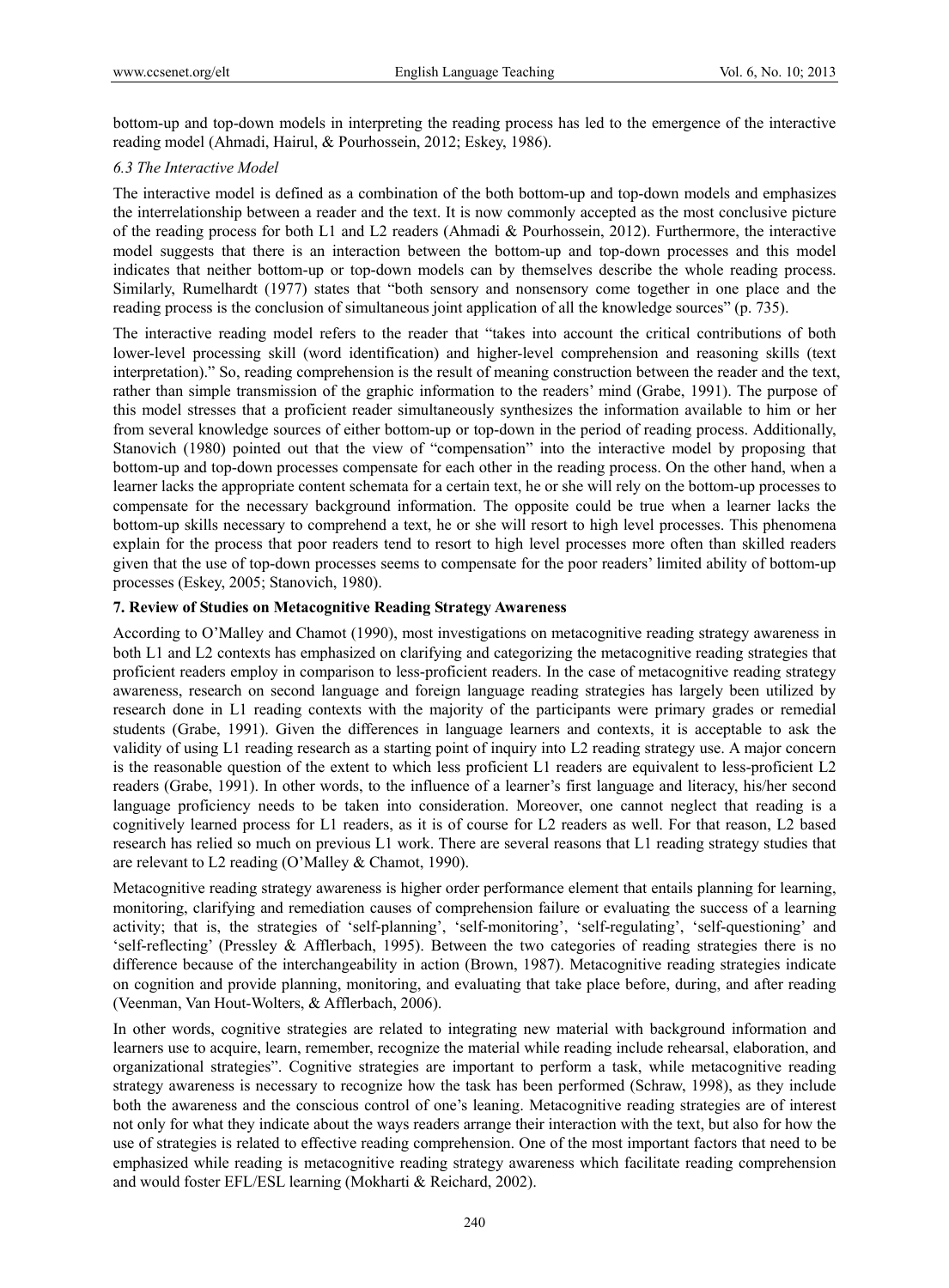bottom-up and top-down models in interpreting the reading process has led to the emergence of the interactive reading model (Ahmadi, Hairul, & Pourhossein, 2012; Eskey, 1986).

### *6.3 The Interactive Model*

The interactive model is defined as a combination of the both bottom-up and top-down models and emphasizes the interrelationship between a reader and the text. It is now commonly accepted as the most conclusive picture of the reading process for both L1 and L2 readers (Ahmadi & Pourhossein, 2012). Furthermore, the interactive model suggests that there is an interaction between the bottom-up and top-down processes and this model indicates that neither bottom-up or top-down models can by themselves describe the whole reading process. Similarly, Rumelhardt (1977) states that "both sensory and nonsensory come together in one place and the reading process is the conclusion of simultaneous joint application of all the knowledge sources" (p. 735).

The interactive reading model refers to the reader that "takes into account the critical contributions of both lower-level processing skill (word identification) and higher-level comprehension and reasoning skills (text interpretation)." So, reading comprehension is the result of meaning construction between the reader and the text, rather than simple transmission of the graphic information to the readers' mind (Grabe, 1991). The purpose of this model stresses that a proficient reader simultaneously synthesizes the information available to him or her from several knowledge sources of either bottom-up or top-down in the period of reading process. Additionally, Stanovich (1980) pointed out that the view of "compensation" into the interactive model by proposing that bottom-up and top-down processes compensate for each other in the reading process. On the other hand, when a learner lacks the appropriate content schemata for a certain text, he or she will rely on the bottom-up processes to compensate for the necessary background information. The opposite could be true when a learner lacks the bottom-up skills necessary to comprehend a text, he or she will resort to high level processes. This phenomena explain for the process that poor readers tend to resort to high level processes more often than skilled readers given that the use of top-down processes seems to compensate for the poor readers' limited ability of bottom-up processes (Eskey, 2005; Stanovich, 1980).

## **7. Review of Studies on Metacognitive Reading Strategy Awareness**

According to O'Malley and Chamot (1990), most investigations on metacognitive reading strategy awareness in both L1 and L2 contexts has emphasized on clarifying and categorizing the metacognitive reading strategies that proficient readers employ in comparison to less-proficient readers. In the case of metacognitive reading strategy awareness, research on second language and foreign language reading strategies has largely been utilized by research done in L1 reading contexts with the majority of the participants were primary grades or remedial students (Grabe, 1991). Given the differences in language learners and contexts, it is acceptable to ask the validity of using L1 reading research as a starting point of inquiry into L2 reading strategy use. A major concern is the reasonable question of the extent to which less proficient L1 readers are equivalent to less-proficient L2 readers (Grabe, 1991). In other words, to the influence of a learner's first language and literacy, his/her second language proficiency needs to be taken into consideration. Moreover, one cannot neglect that reading is a cognitively learned process for L1 readers, as it is of course for L2 readers as well. For that reason, L2 based research has relied so much on previous L1 work. There are several reasons that L1 reading strategy studies that are relevant to L2 reading (O'Malley & Chamot, 1990).

Metacognitive reading strategy awareness is higher order performance element that entails planning for learning, monitoring, clarifying and remediation causes of comprehension failure or evaluating the success of a learning activity; that is, the strategies of 'self-planning', 'self-monitoring', 'self-regulating', 'self-questioning' and 'self-reflecting' (Pressley & Afflerbach, 1995). Between the two categories of reading strategies there is no difference because of the interchangeability in action (Brown, 1987). Metacognitive reading strategies indicate on cognition and provide planning, monitoring, and evaluating that take place before, during, and after reading (Veenman, Van Hout-Wolters, & Afflerbach, 2006).

In other words, cognitive strategies are related to integrating new material with background information and learners use to acquire, learn, remember, recognize the material while reading include rehearsal, elaboration, and organizational strategies". Cognitive strategies are important to perform a task, while metacognitive reading strategy awareness is necessary to recognize how the task has been performed (Schraw, 1998), as they include both the awareness and the conscious control of one's leaning. Metacognitive reading strategies are of interest not only for what they indicate about the ways readers arrange their interaction with the text, but also for how the use of strategies is related to effective reading comprehension. One of the most important factors that need to be emphasized while reading is metacognitive reading strategy awareness which facilitate reading comprehension and would foster EFL/ESL learning (Mokharti & Reichard, 2002).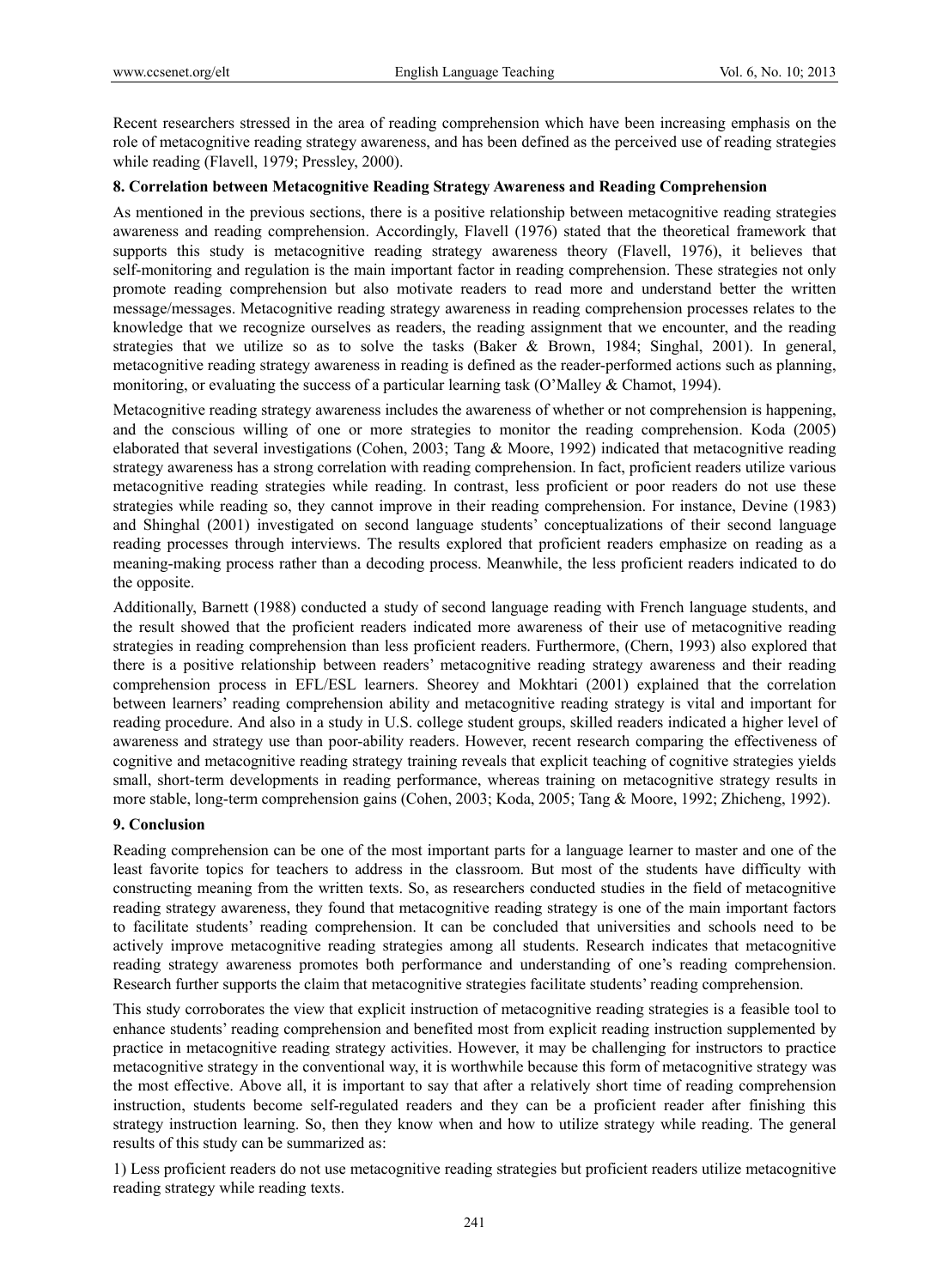Recent researchers stressed in the area of reading comprehension which have been increasing emphasis on the role of metacognitive reading strategy awareness, and has been defined as the perceived use of reading strategies while reading (Flavell, 1979; Pressley, 2000).

## 8. Correlation between Metacognitive Reading Strategy Awareness and Reading Comprehension

As mentioned in the previous sections, there is a positive relationship between metacognitive reading strategies awareness and reading comprehension. Accordingly, Flavell (1976) stated that the theoretical framework that supports this study is metacognitive reading strategy awareness theory (Flavell, 1976), it believes that self-monitoring and regulation is the main important factor in reading comprehension. These strategies not only promote reading comprehension but also motivate readers to read more and understand better the written message/messages. Metacognitive reading strategy awareness in reading comprehension processes relates to the knowledge that we recognize ourselves as readers, the reading assignment that we encounter, and the reading strategies that we utilize so as to solve the tasks (Baker & Brown, 1984; Singhal, 2001). In general, metacognitive reading strategy awareness in reading is defined as the reader-performed actions such as planning, monitoring, or evaluating the success of a particular learning task (O'Malley & Chamot, 1994).

Metacognitive reading strategy awareness includes the awareness of whether or not comprehension is happening, and the conscious willing of one or more strategies to monitor the reading comprehension. Koda (2005) elaborated that several investigations (Cohen, 2003; Tang & Moore, 1992) indicated that metacognitive reading strategy awareness has a strong correlation with reading comprehension. In fact, proficient readers utilize various metacognitive reading strategies while reading. In contrast, less proficient or poor readers do not use these strategies while reading so, they cannot improve in their reading comprehension. For instance, Devine (1983) and Shinghal (2001) investigated on second language students' conceptualizations of their second language reading processes through interviews. The results explored that proficient readers emphasize on reading as a meaning-making process rather than a decoding process. Meanwhile, the less proficient readers indicated to do the opposite.

Additionally, Barnett (1988) conducted a study of second language reading with French language students, and the result showed that the proficient readers indicated more awareness of their use of metacognitive reading strategies in reading comprehension than less proficient readers. Furthermore, (Chern, 1993) also explored that there is a positive relationship between readers' metacognitive reading strategy awareness and their reading comprehension process in EFL/ESL learners. Sheorey and Mokhtari (2001) explained that the correlation between learners' reading comprehension ability and metacognitive reading strategy is vital and important for reading procedure. And also in a study in U.S. college student groups, skilled readers indicated a higher level of awareness and strategy use than poor-ability readers. However, recent research comparing the effectiveness of cognitive and metacognitive reading strategy training reveals that explicit teaching of cognitive strategies yields small, short-term developments in reading performance, whereas training on metacognitive strategy results in more stable, long-term comprehension gains (Cohen, 2003; Koda, 2005; Tang & Moore, 1992; Zhicheng, 1992).

## 9. Conclusion

Reading comprehension can be one of the most important parts for a language learner to master and one of the least favorite topics for teachers to address in the classroom. But most of the students have difficulty with constructing meaning from the written texts. So, as researchers conducted studies in the field of metacognitive reading strategy awareness, they found that metacognitive reading strategy is one of the main important factors to facilitate students' reading comprehension. It can be concluded that universities and schools need to be actively improve metacognitive reading strategies among all students. Research indicates that metacognitive reading strategy awareness promotes both performance and understanding of one's reading comprehension. Research further supports the claim that metacognitive strategies facilitate students' reading comprehension.

This study corroborates the view that explicit instruction of metacognitive reading strategies is a feasible tool to enhance students' reading comprehension and benefited most from explicit reading instruction supplemented by practice in metacognitive reading strategy activities. However, it may be challenging for instructors to practice metacognitive strategy in the conventional way, it is worthwhile because this form of metacognitive strategy was the most effective. Above all, it is important to say that after a relatively short time of reading comprehension instruction, students become self-regulated readers and they can be a proficient reader after finishing this strategy instruction learning. So, then they know when and how to utilize strategy while reading. The general results of this study can be summarized as:

1) Less proficient readers do not use metacognitive reading strategies but proficient readers utilize metacognitive reading strategy while reading texts.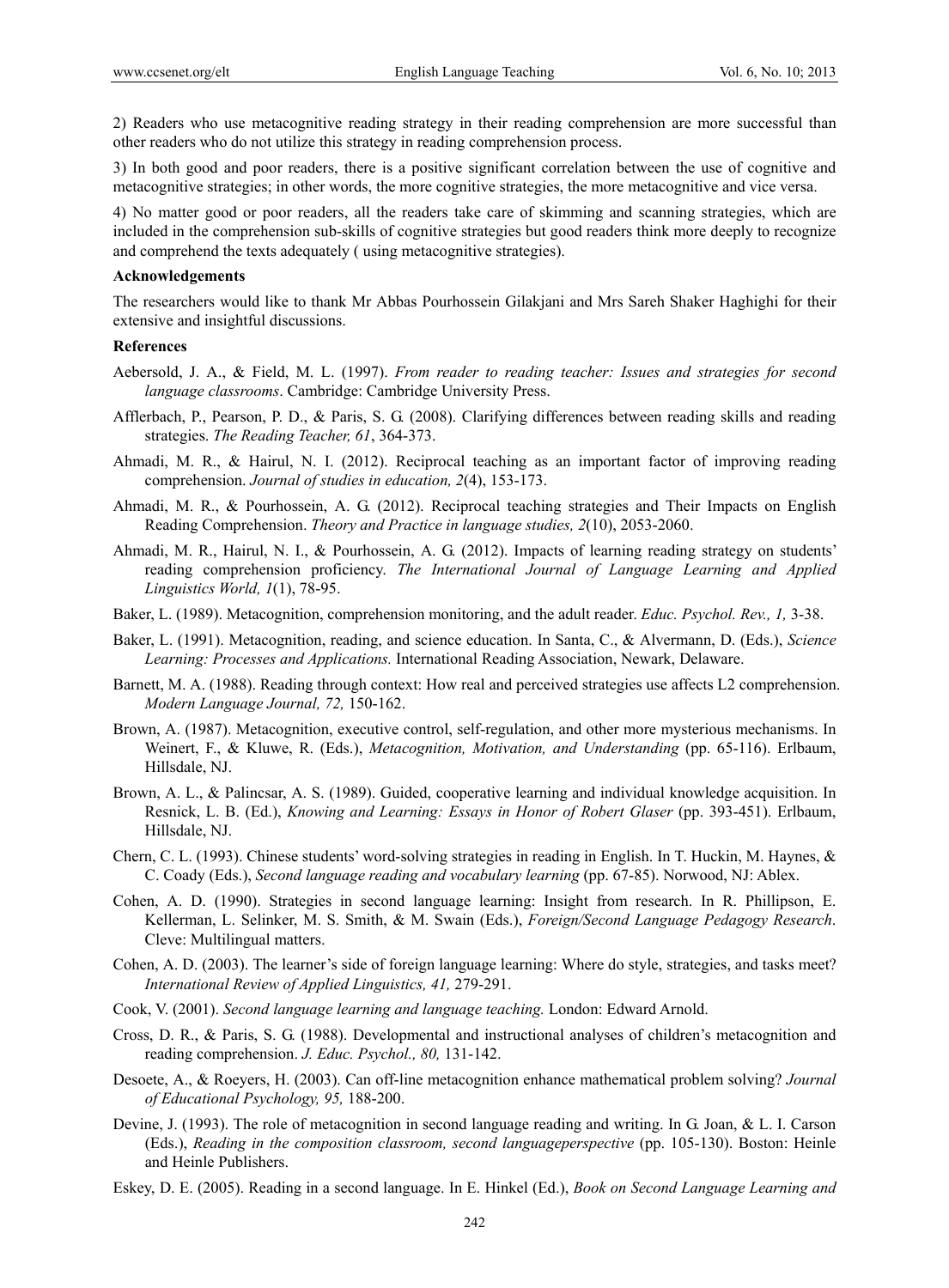2) Readers who use metacognitive reading strategy in their reading comprehension are more successful than other readers who do not utilize this strategy in reading comprehension process.

3) In both good and poor readers, there is a positive significant correlation between the use of cognitive and metacognitive strategies; in other words, the more cognitive strategies, the more metacognitive and vice versa.

4) No matter good or poor readers, all the readers take care of skimming and scanning strategies, which are included in the comprehension sub-skills of cognitive strategies but good readers think more deeply to recognize and comprehend the texts adequately ( using metacognitive strategies).

**Acknowledgements**

The researchers would like to thank Mr Abbas Pourhossein Gilakjani and Mrs Sareh Shaker Haghighi for their extensive and insightful discussions.

**References**

Aebersold, J. A., & Field, M. L. (1997). *From reader to reading teacher: Issues and strategies for second language classrooms*. Cambridge: Cambridge University Press.

Afflerbach, P., Pearson, P. D., & Paris, S. G. (2008). Clarifying differences between reading skills and reading strategies. *The Reading Teacher, 61*, 364-373.

Ahmadi, M. R., & Hairul, N. I. (2012). Reciprocal teaching as an important factor of improving reading comprehension. *Journal of studies in education, 2*(4), 153-173.

Ahmadi, M. R., & Pourhossein, A. G. (2012). Reciprocal teaching strategies and Their Impacts on English Reading Comprehension. *Theory and Practice in language studies, 2*(10), 2053-2060.

Ahmadi, M. R., Hairul, N. I., & Pourhossein, A. G. (2012). Impacts of learning reading strategy on students' reading comprehension proficiency. *The International Journal of Language Learning and Applied Linguistics World, 1*(1), 78-95.

Baker, L. (1989). Metacognition, comprehension monitoring, and the adult reader. *Educ. Psychol. Rev., 1,* 3-38.

Baker, L. (1991). Metacognition, reading, and science education. In Santa, C., & Alvermann, D. (Eds.), *Science Learning: Processes and Applications.* International Reading Association, Newark, Delaware.

Barnett, M. A. (1988). Reading through context: How real and perceived strategies use affects L2 comprehension. *Modern Language Journal, 72,* 150-162.

Brown, A. (1987). Metacognition, executive control, self-regulation, and other more mysterious mechanisms. In Weinert, F., & Kluwe, R. (Eds.), *Metacognition, Motivation, and Understanding* (pp. 65-116). Erlbaum, Hillsdale, NJ.

Brown, A. L., & Palincsar, A. S. (1989). Guided, cooperative learning and individual knowledge acquisition. In Resnick, L. B. (Ed.), *Knowing and Learning: Essays in Honor of Robert Glaser* (pp. 393-451). Erlbaum, Hillsdale, NJ.

Chern, C. L. (1993). Chinese students' word-solving strategies in reading in English. In T. Huckin, M. Haynes, & C. Coady (Eds.), *Second language reading and vocabulary learning* (pp. 67-85). Norwood, NJ: Ablex.

Cohen, A. D. (1990). Strategies in second language learning: Insight from research. In R. Phillipson, E. Kellerman, L. Selinker, M. S. Smith, & M. Swain (Eds.), *Foreign/Second Language Pedagogy Research*. Cleve: Multilingual matters.

Cohen, A. D. (2003). The learner's side of foreign language learning: Where do style, strategies, and tasks meet? *International Review of Applied Linguistics, 41,* 279-291.

Cook, V. (2001). *Second language learning and language teaching.* London: Edward Arnold.

Cross, D. R., & Paris, S. G. (1988). Developmental and instructional analyses of children's metacognition and reading comprehension. *J. Educ. Psychol., 80,* 131-142.

Desoete, A., & Roeyers, H. (2003). Can off-line metacognition enhance mathematical problem solving? *Journal of Educational Psychology, 95,* 188-200.

Devine, J. (1993). The role of metacognition in second language reading and writing. In G. Joan, & L. I. Carson (Eds.), *Reading in the composition classroom, second languageperspective* (pp. 105-130). Boston: Heinle and Heinle Publishers.

Eskey, D. E. (2005). Reading in a second language. In E. Hinkel (Ed.), *Book on Second Language Learning and*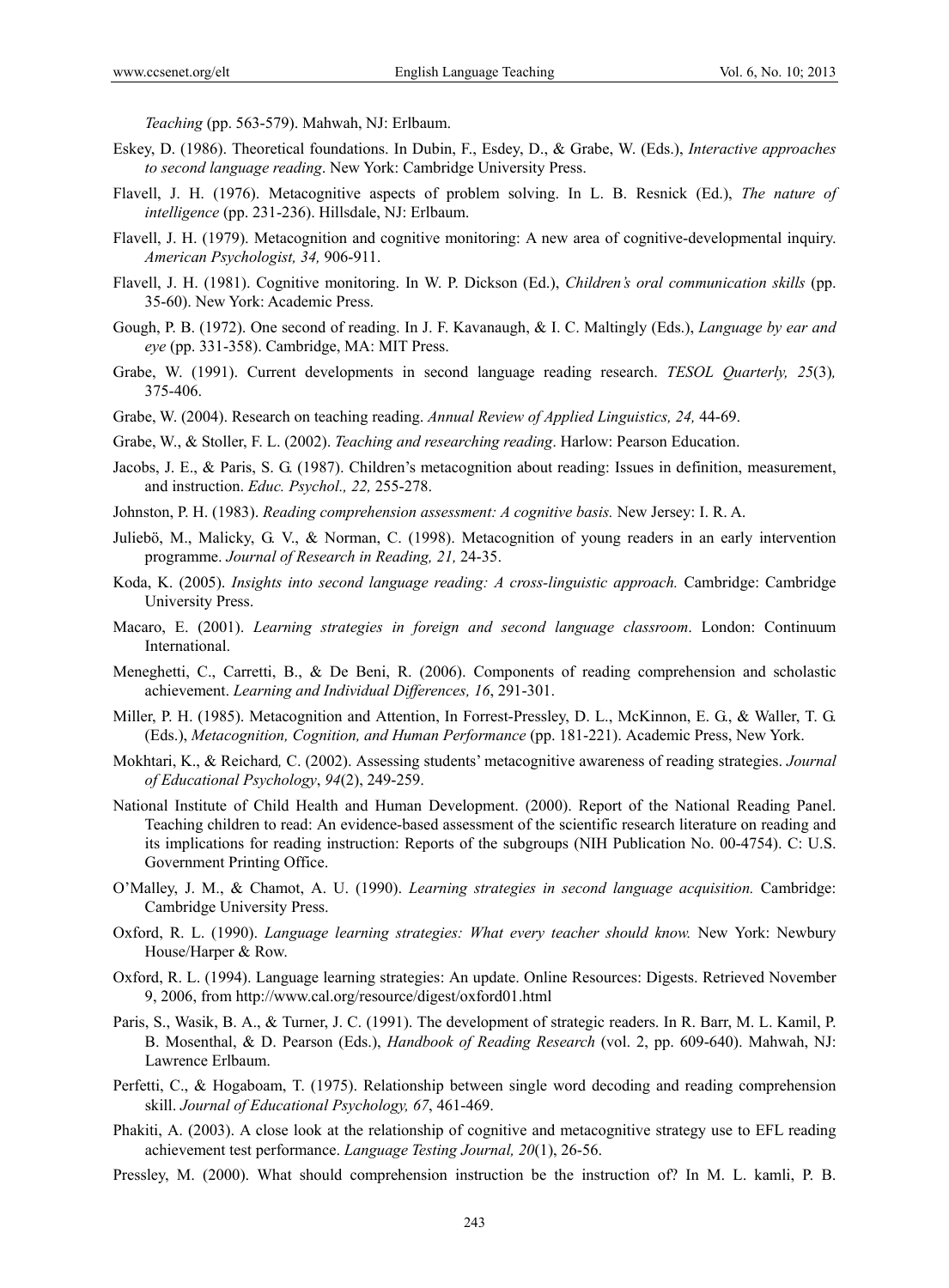*Teaching* (pp. 563-579). Mahwah, NJ: Erlbaum.

Eskey, D. (1986). Theoretical foundations. In Dubin, F., Esdey, D., & Grabe, W. (Eds.), *Interactive approaches to second language reading*. New York: Cambridge University Press.

Flavell, J. H. (1976). Metacognitive aspects of problem solving. In L. B. Resnick (Ed.), *The nature of intelligence* (pp. 231-236). Hillsdale, NJ: Erlbaum.

Flavell, J. H. (1979). Metacognition and cognitive monitoring: A new area of cognitive-developmental inquiry. *American Psychologist, 34,* 906-911.

Flavell, J. H. (1981). Cognitive monitoring. In W. P. Dickson (Ed.), *Children's oral communication skills* (pp. 35-60). New York: Academic Press.

Gough, P. B. (1972). One second of reading. In J. F. Kavanaugh, & I. C. Maltingly (Eds.), *Language by ear and eye* (pp. 331-358). Cambridge, MA: MIT Press.

Grabe, W. (1991). Current developments in second language reading research. *TESOL Quarterly, 25*(3)*,* 375-406.

Grabe, W. (2004). Research on teaching reading. *Annual Review of Applied Linguistics, 24,* 44-69.

Grabe, W., & Stoller, F. L. (2002). *Teaching and researching reading*. Harlow: Pearson Education.

Jacobs, J. E., & Paris, S. G. (1987). Children's metacognition about reading: Issues in definition, measurement, and instruction. *Educ. Psychol., 22,* 255-278.

Johnston, P. H. (1983). *Reading comprehension assessment: A cognitive basis.* New Jersey: I. R. A.

Juliebö, M., Malicky, G. V., & Norman, C. (1998). Metacognition of young readers in an early intervention programme. *Journal of Research in Reading, 21,* 24-35.

Koda, K. (2005). *Insights into second language reading: A cross-linguistic approach.* Cambridge: Cambridge University Press.

Macaro, E. (2001). *Learning strategies in foreign and second language classroom*. London: Continuum International.

Meneghetti, C., Carretti, B., & De Beni, R. (2006). Components of reading comprehension and scholastic achievement. *Learning and Individual Differences, 16*, 291-301.

Miller, P. H. (1985). Metacognition and Attention, In Forrest-Pressley, D. L., McKinnon, E. G., & Waller, T. G. (Eds.), *Metacognition, Cognition, and Human Performance* (pp. 181-221). Academic Press, New York.

Mokhtari, K., & Reichard*,* C. (2002). Assessing students' metacognitive awareness of reading strategies. *Journal of Educational Psychology*, *94*(2), 249-259.

National Institute of Child Health and Human Development. (2000). Report of the National Reading Panel. Teaching children to read: An evidence-based assessment of the scientific research literature on reading and its implications for reading instruction: Reports of the subgroups (NIH Publication No. 00-4754). C: U.S. Government Printing Office.

O'Malley, J. M., & Chamot, A. U. (1990). *Learning strategies in second language acquisition.* Cambridge: Cambridge University Press.

Oxford, R. L. (1990). *Language learning strategies: What every teacher should know.* New York: Newbury House/Harper & Row.

Oxford, R. L. (1994). Language learning strategies: An update. Online Resources: Digests. Retrieved November 9, 2006, from http://www.cal.org/resource/digest/oxford01.html

Paris, S., Wasik, B. A., & Turner, J. C. (1991). The development of strategic readers. In R. Barr, M. L. Kamil, P. B. Mosenthal, & D. Pearson (Eds.), *Handbook of Reading Research* (vol. 2, pp. 609-640). Mahwah, NJ: Lawrence Erlbaum.

Perfetti, C., & Hogaboam, T. (1975). Relationship between single word decoding and reading comprehension skill. *Journal of Educational Psychology, 67*, 461-469.

Phakiti, A. (2003). A close look at the relationship of cognitive and metacognitive strategy use to EFL reading achievement test performance. *Language Testing Journal, 20*(1), 26-56.

Pressley, M. (2000). What should comprehension instruction be the instruction of? In M. L. kamli, P. B.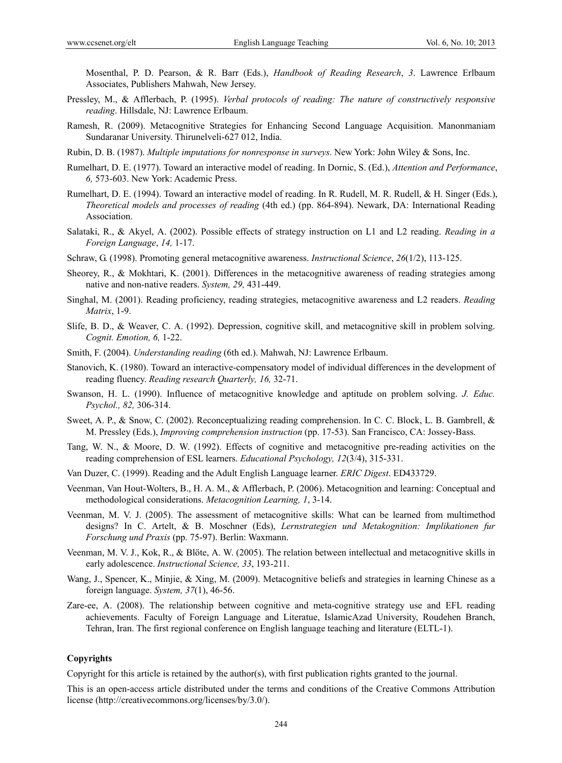Mosenthal, P. D. Pearson, & R. Barr (Eds.), *Handbook of Reading Research*, *3*. Lawrence Erlbaum Associates, Publishers Mahwah, New Jersey.

Pressley, M., & Afflerbach, P. (1995). *Verbal protocols of reading: The nature of constructively responsive reading*. Hillsdale, NJ: Lawrence Erlbaum.

Ramesh, R. (2009). Metacognitive Strategies for Enhancing Second Language Acquisition. Manonmaniam Sundaranar University. Thirunelveli-627 012, India.

Rubin, D. B. (1987). *Multiple imputations for nonresponse in surveys.* New York: John Wiley & Sons, Inc.

Rumelhart, D. E. (1977). Toward an interactive model of reading. In Dornic, S. (Ed.), *Attention and Performance*, *6,* 573-603. New York: Academic Press.

Rumelhart, D. E. (1994). Toward an interactive model of reading. In R. Rudell, M. R. Rudell, & H. Singer (Eds.), *Theoretical models and processes of reading* (4th ed.) (pp. 864-894). Newark, DA: International Reading Association.

Salataki, R., & Akyel, A. (2002). Possible effects of strategy instruction on L1 and L2 reading. *Reading in a Foreign Language*, *14,* 1-17.

Schraw, G. (1998). Promoting general metacognitive awareness. *Instructional Science*, *26*(1/2), 113-125.

Sheorey, R., & Mokhtari, K. (2001). Differences in the metacognitive awareness of reading strategies among native and non-native readers. *System, 29,* 431-449.

Singhal, M. (2001). Reading proficiency, reading strategies, metacognitive awareness and L2 readers. *Reading Matrix*, 1-9.

Slife, B. D., & Weaver, C. A. (1992). Depression, cognitive skill, and metacognitive skill in problem solving. *Cognit. Emotion, 6,* 1-22.

Smith, F. (2004). *Understanding reading* (6th ed.). Mahwah, NJ: Lawrence Erlbaum.

Stanovich, K. (1980). Toward an interactive-compensatory model of individual differences in the development of reading fluency. *Reading research Quarterly, 16,* 32-71.

Swanson, H. L. (1990). Influence of metacognitive knowledge and aptitude on problem solving. *J. Educ. Psychol., 82,* 306-314.

Sweet, A. P., & Snow, C. (2002). Reconceptualizing reading comprehension. In C. C. Block, L. B. Gambrell, & M. Pressley (Eds.), *Improving comprehension instruction* (pp. 17-53). San Francisco, CA: Jossey-Bass.

Tang, W. N., & Moore, D. W. (1992). Effects of cognitive and metacognitive pre-reading activities on the reading comprehension of ESL learners. *Educational Psychology, 12*(3/4), 315-331.

Van Duzer, C. (1999). Reading and the Adult English Language learner. *ERIC Digest*. ED433729.

Veenman, Van Hout-Wolters, B., H. A. M., & Afflerbach, P. (2006). Metacognition and learning: Conceptual and methodological considerations. *Metacognition Learning, 1*, 3-14.

Veenman, M. V. J. (2005). The assessment of metacognitive skills: What can be learned from multimethod designs? In C. Artelt, & B. Moschner (Eds), *Lernstrategien und Metakognition: Implikationen fur Forschung und Praxis* (pp. 75-97). Berlin: Waxmann.

Veenman, M. V. J., Kok, R., & Blöte, A. W. (2005). The relation between intellectual and metacognitive skills in early adolescence. *Instructional Science, 33*, 193-211.

Wang, J., Spencer, K., Minjie, & Xing, M. (2009). Metacognitive beliefs and strategies in learning Chinese as a foreign language. *System, 37*(1), 46-56.

Zare-ee, A. (2008). The relationship between cognitive and meta-cognitive strategy use and EFL reading achievements. Faculty of Foreign Language and Literatue, IslamicAzad University, Roudehen Branch, Tehran, Iran. The first regional conference on English language teaching and literature (ELTL-1).

**Copyrights**

Copyright for this article is retained by the author(s), with first publication rights granted to the journal.

This is an open-access article distributed under the terms and conditions of the Creative Commons Attribution license (http://creativecommons.org/licenses/by/3.0/).